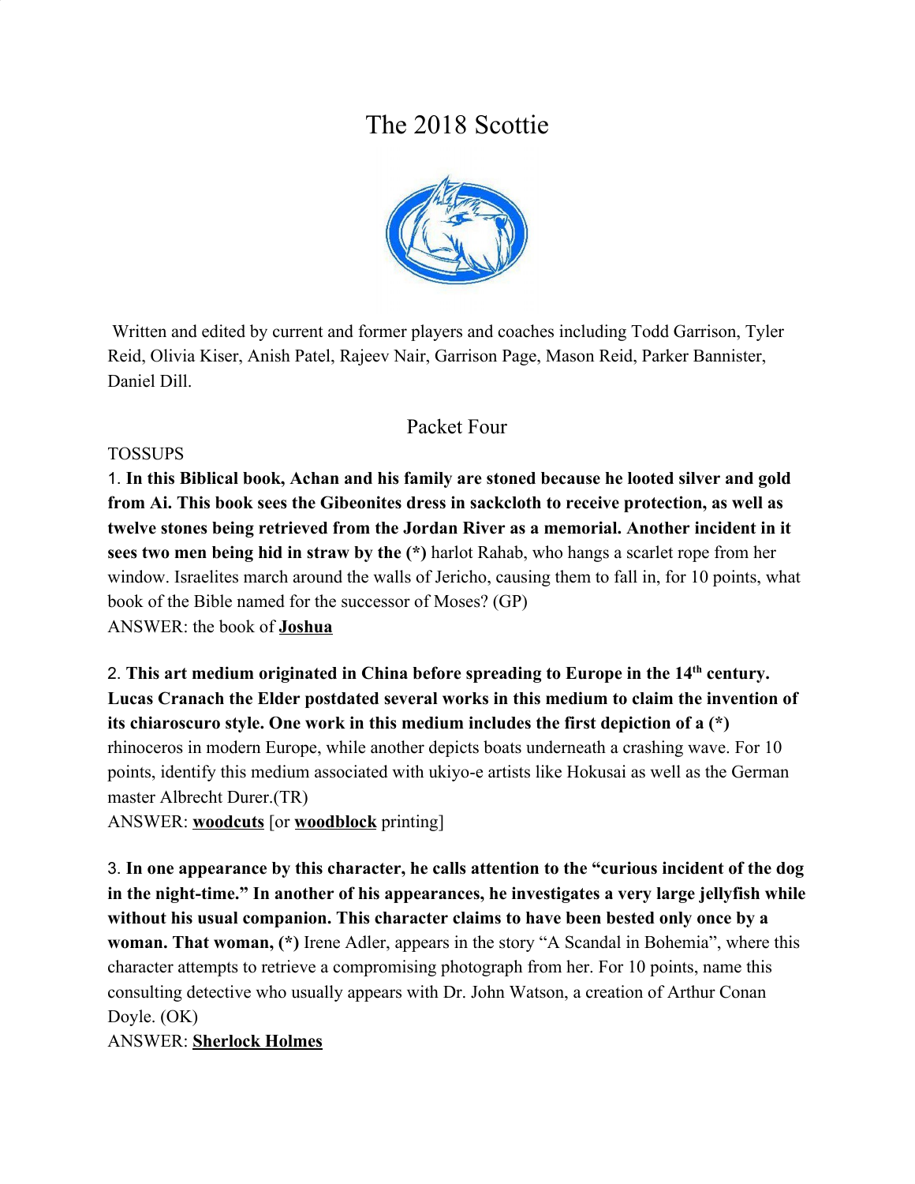# The 2018 Scottie

Written and edited by current and former players and coaches including Todd Garrison, Tyler Reid, Olivia Kiser, Anish Patel, Rajeev Nair, Garrison Page, Mason Reid, Parker Bannister, Daniel Dill.

## Packet Four

TOSSUPS

1. **In this Biblical book, Achan and his family are stoned because he looted silver and gold from Ai. This book sees the Gibeonites dress in sackcloth to receive protection, as well as twelve stones being retrieved from the Jordan River as a memorial. Another incident in it sees two men being hid in straw by the (*)** harlot Rahab, who hangs a scarlet rope from her window. Israelites march around the walls of Jericho, causing them to fall in, for 10 points, what book of the Bible named for the successor of Moses? (GP)
ANSWER: the book of **Joshua**

2. **This art medium originated in China before spreading to Europe in the 14th century. Lucas Cranach the Elder postdated several works in this medium to claim the invention of its chiaroscuro style. One work in this medium includes the first depiction of a (*)** rhinoceros in modern Europe, while another depicts boats underneath a crashing wave. For 10 points, identify this medium associated with ukiyo-e artists like Hokusai as well as the German master Albrecht Durer.(TR)
ANSWER: **woodcuts** [or **woodblock** printing]

3. **In one appearance by this character, he calls attention to the "curious incident of the dog in the night-time." In another of his appearances, he investigates a very large jellyfish while without his usual companion. This character claims to have been bested only once by a woman. That woman, (*)** Irene Adler, appears in the story "A Scandal in Bohemia", where this character attempts to retrieve a compromising photograph from her. For 10 points, name this consulting detective who usually appears with Dr. John Watson, a creation of Arthur Conan Doyle. (OK)
ANSWER: **Sherlock Holmes**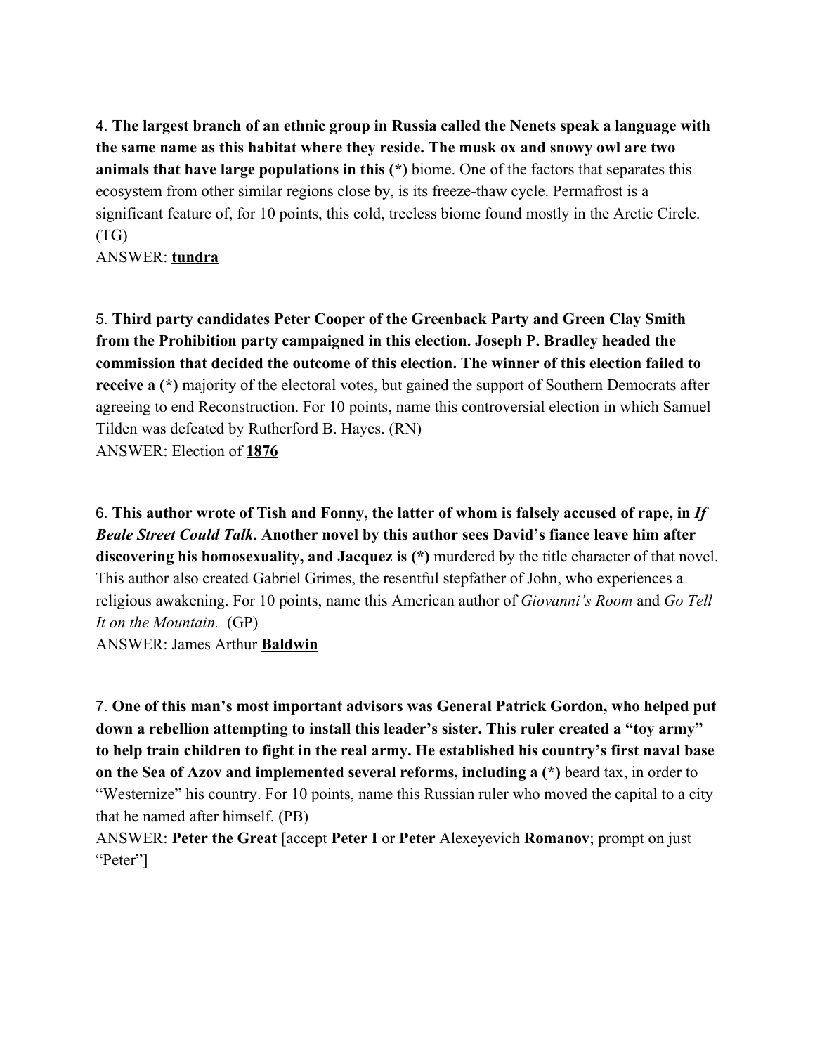4. **The largest branch of an ethnic group in Russia called the Nenets speak a language with the same name as this habitat where they reside. The musk ox and snowy owl are two animals that have large populations in this (*)** biome. One of the factors that separates this ecosystem from other similar regions close by, is its freeze-thaw cycle. Permafrost is a significant feature of, for 10 points, this cold, treeless biome found mostly in the Arctic Circle. (TG)
ANSWER: **<u>tundra</u>**

5. **Third party candidates Peter Cooper of the Greenback Party and Green Clay Smith from the Prohibition party campaigned in this election. Joseph P. Bradley headed the commission that decided the outcome of this election. The winner of this election failed to receive a (*)** majority of the electoral votes, but gained the support of Southern Democrats after agreeing to end Reconstruction. For 10 points, name this controversial election in which Samuel Tilden was defeated by Rutherford B. Hayes. (RN)
ANSWER: Election of **<u>1876</u>**

6. **This author wrote of Tish and Fonny, the latter of whom is falsely accused of rape, in *If Beale Street Could Talk*. Another novel by this author sees David's fiance leave him after discovering his homosexuality, and Jacquez is (*)** murdered by the title character of that novel. This author also created Gabriel Grimes, the resentful stepfather of John, who experiences a religious awakening. For 10 points, name this American author of *Giovanni's Room* and *Go Tell It on the Mountain.* (GP)
ANSWER: James Arthur **<u>Baldwin</u>**

7. **One of this man's most important advisors was General Patrick Gordon, who helped put down a rebellion attempting to install this leader's sister. This ruler created a "toy army" to help train children to fight in the real army. He established his country's first naval base on the Sea of Azov and implemented several reforms, including a (*)** beard tax, in order to "Westernize" his country. For 10 points, name this Russian ruler who moved the capital to a city that he named after himself. (PB)
ANSWER: **<u>Peter the Great</u>** [accept **<u>Peter I</u>** or **<u>Peter</u>** Alexeyevich **<u>Romanov</u>**; prompt on just "Peter"]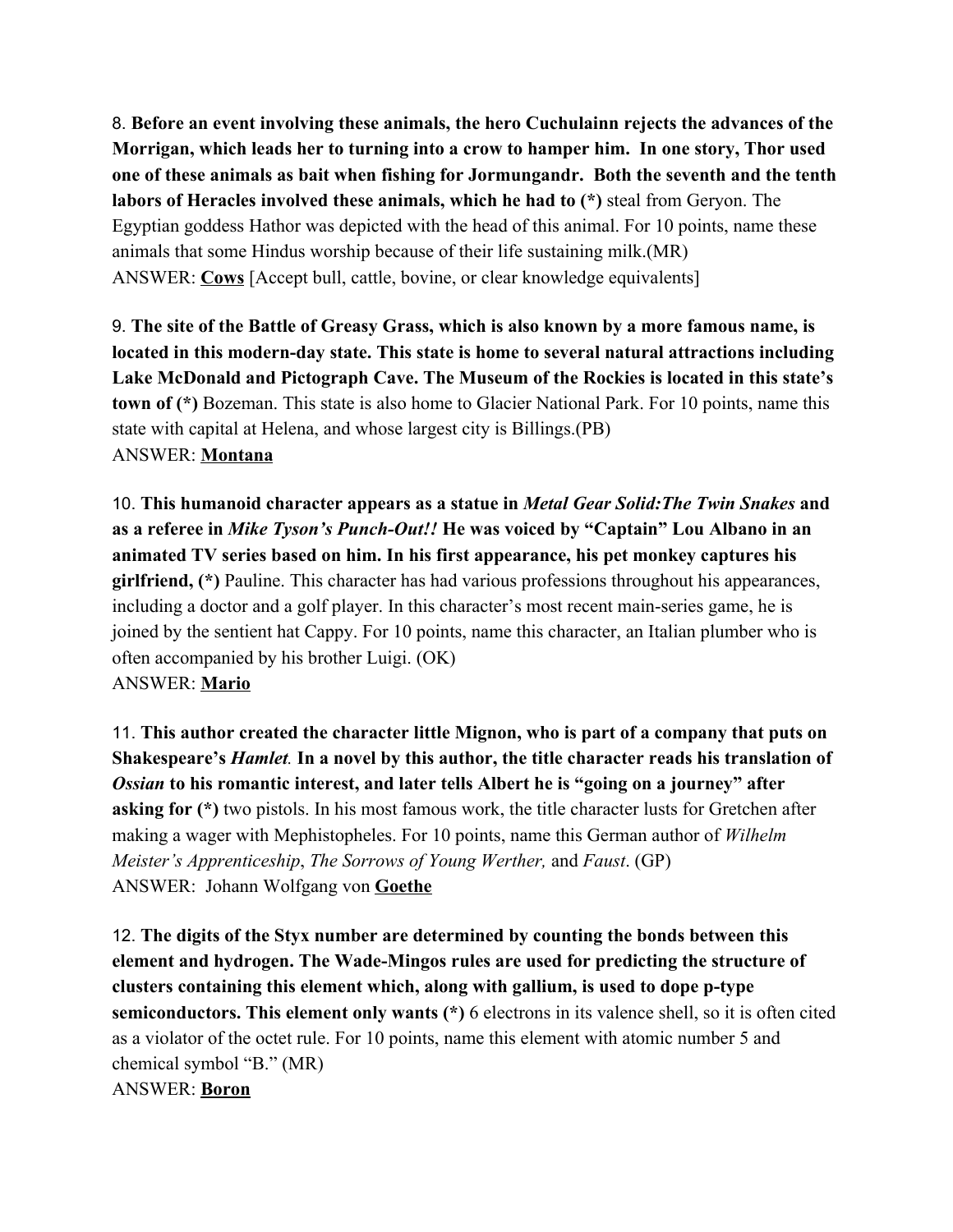8. **Before an event involving these animals, the hero Cuchulainn rejects the advances of the Morrigan, which leads her to turning into a crow to hamper him. In one story, Thor used one of these animals as bait when fishing for Jormungandr. Both the seventh and the tenth labors of Heracles involved these animals, which he had to (*)** steal from Geryon. The Egyptian goddess Hathor was depicted with the head of this animal. For 10 points, name these animals that some Hindus worship because of their life sustaining milk.(MR)
ANSWER: **<u>Cows</u>** [Accept bull, cattle, bovine, or clear knowledge equivalents]

9. **The site of the Battle of Greasy Grass, which is also known by a more famous name, is located in this modern-day state. This state is home to several natural attractions including Lake McDonald and Pictograph Cave. The Museum of the Rockies is located in this state's town of (*)** Bozeman. This state is also home to Glacier National Park. For 10 points, name this state with capital at Helena, and whose largest city is Billings.(PB)
ANSWER: **<u>Montana</u>**

10. **This humanoid character appears as a statue in *Metal Gear Solid:The Twin Snakes* and as a referee in *Mike Tyson's Punch-Out!!* He was voiced by "Captain" Lou Albano in an animated TV series based on him. In his first appearance, his pet monkey captures his girlfriend, (*)** Pauline. This character has had various professions throughout his appearances, including a doctor and a golf player. In this character's most recent main-series game, he is joined by the sentient hat Cappy. For 10 points, name this character, an Italian plumber who is often accompanied by his brother Luigi. (OK)
ANSWER: **<u>Mario</u>**

11. **This author created the character little Mignon, who is part of a company that puts on Shakespeare's *Hamlet*. In a novel by this author, the title character reads his translation of *Ossian* to his romantic interest, and later tells Albert he is "going on a journey" after asking for (*)** two pistols. In his most famous work, the title character lusts for Gretchen after making a wager with Mephistopheles. For 10 points, name this German author of *Wilhelm Meister's Apprenticeship*, *The Sorrows of Young Werther,* and *Faust*. (GP)
ANSWER: Johann Wolfgang von **<u>Goethe</u>**

12. **The digits of the Styx number are determined by counting the bonds between this element and hydrogen. The Wade-Mingos rules are used for predicting the structure of clusters containing this element which, along with gallium, is used to dope p-type semiconductors. This element only wants (*)** 6 electrons in its valence shell, so it is often cited as a violator of the octet rule. For 10 points, name this element with atomic number 5 and chemical symbol "B." (MR)
ANSWER: **<u>Boron</u>**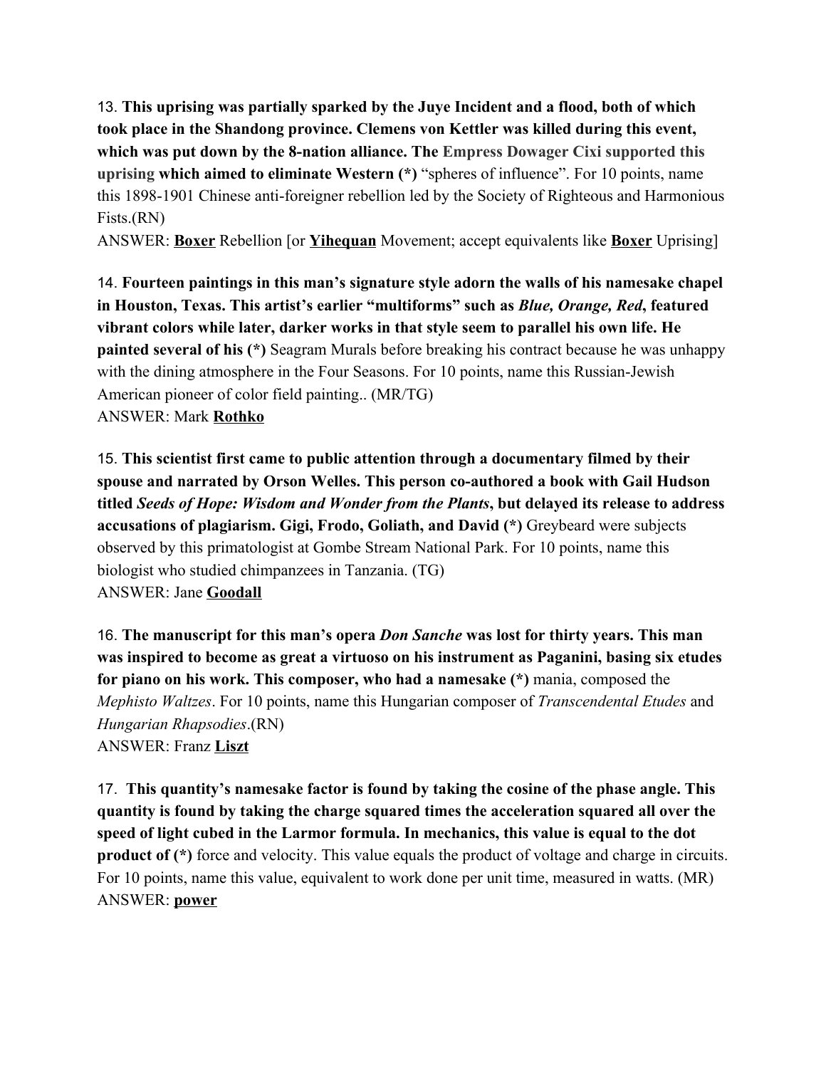13. **This uprising was partially sparked by the Juye Incident and a flood, both of which took place in the Shandong province. Clemens von Kettler was killed during this event, which was put down by the 8-nation alliance. The Empress Dowager Cixi supported this uprising which aimed to eliminate Western (*)** "spheres of influence". For 10 points, name this 1898-1901 Chinese anti-foreigner rebellion led by the Society of Righteous and Harmonious Fists.(RN)
ANSWER: **Boxer** Rebellion [or **Yihequan** Movement; accept equivalents like **Boxer** Uprising]

14. **Fourteen paintings in this man's signature style adorn the walls of his namesake chapel in Houston, Texas. This artist's earlier "multiforms" such as *Blue, Orange, Red*, featured vibrant colors while later, darker works in that style seem to parallel his own life. He painted several of his (*)** Seagram Murals before breaking his contract because he was unhappy with the dining atmosphere in the Four Seasons. For 10 points, name this Russian-Jewish American pioneer of color field painting.. (MR/TG)
ANSWER: Mark **Rothko**

15. **This scientist first came to public attention through a documentary filmed by their spouse and narrated by Orson Welles. This person co-authored a book with Gail Hudson titled *Seeds of Hope: Wisdom and Wonder from the Plants*, but delayed its release to address accusations of plagiarism. Gigi, Frodo, Goliath, and David (*)** Greybeard were subjects observed by this primatologist at Gombe Stream National Park. For 10 points, name this biologist who studied chimpanzees in Tanzania. (TG)
ANSWER: Jane **Goodall**

16. **The manuscript for this man's opera *Don Sanche* was lost for thirty years. This man was inspired to become as great a virtuoso on his instrument as Paganini, basing six etudes for piano on his work. This composer, who had a namesake (*)** mania, composed the *Mephisto Waltzes*. For 10 points, name this Hungarian composer of *Transcendental Etudes* and *Hungarian Rhapsodies*.(RN)
ANSWER: Franz **Liszt**

17. **This quantity's namesake factor is found by taking the cosine of the phase angle. This quantity is found by taking the charge squared times the acceleration squared all over the speed of light cubed in the Larmor formula. In mechanics, this value is equal to the dot product of (*)** force and velocity. This value equals the product of voltage and charge in circuits. For 10 points, name this value, equivalent to work done per unit time, measured in watts. (MR)
ANSWER: **power**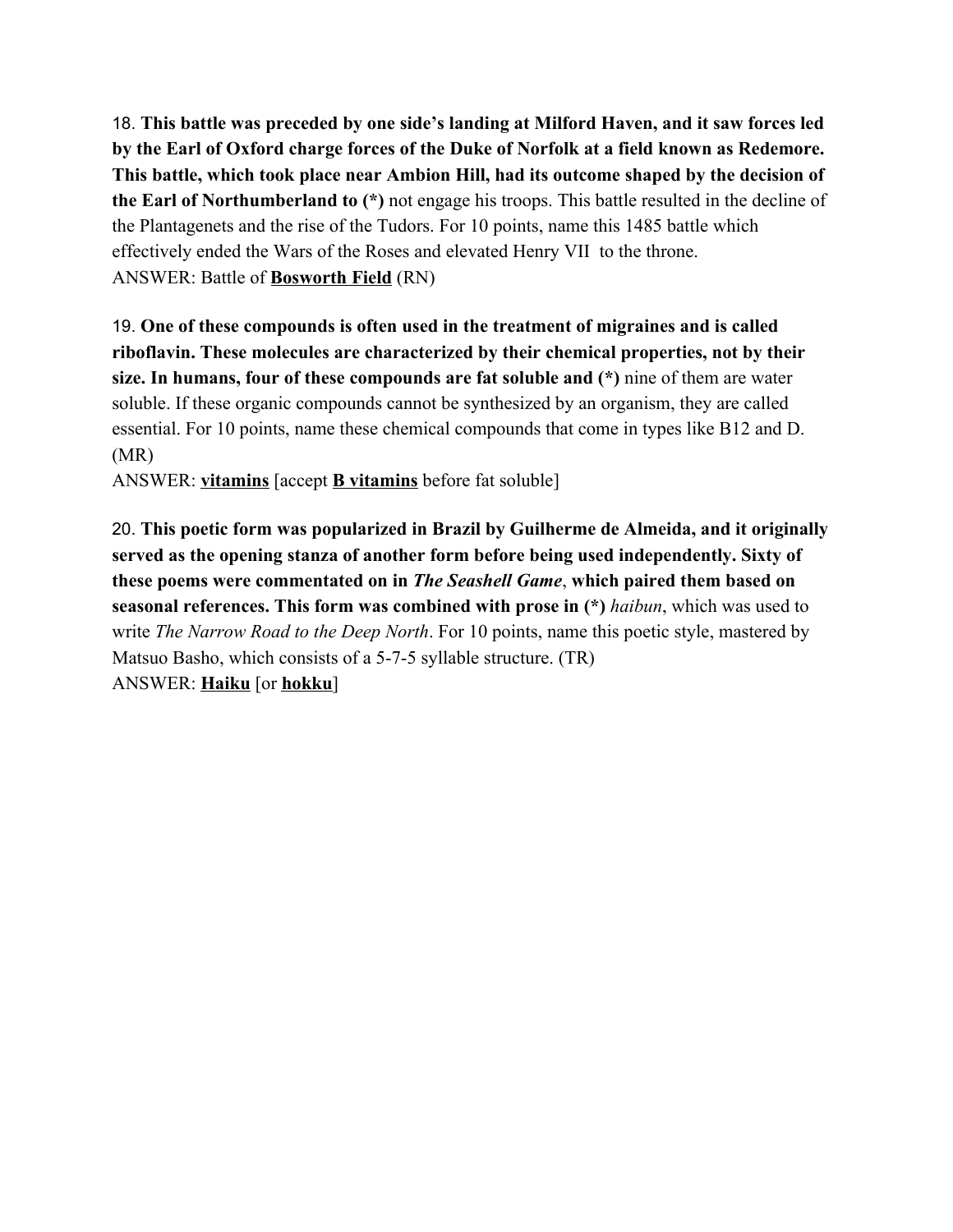18. **This battle was preceded by one side's landing at Milford Haven, and it saw forces led by the Earl of Oxford charge forces of the Duke of Norfolk at a field known as Redemore. This battle, which took place near Ambion Hill, had its outcome shaped by the decision of the Earl of Northumberland to (*)** not engage his troops. This battle resulted in the decline of the Plantagenets and the rise of the Tudors. For 10 points, name this 1485 battle which effectively ended the Wars of the Roses and elevated Henry VII to the throne.
ANSWER: Battle of **<u>Bosworth Field</u>** (RN)

19. **One of these compounds is often used in the treatment of migraines and is called riboflavin. These molecules are characterized by their chemical properties, not by their size. In humans, four of these compounds are fat soluble and (*)** nine of them are water soluble. If these organic compounds cannot be synthesized by an organism, they are called essential. For 10 points, name these chemical compounds that come in types like B12 and D. (MR)
ANSWER: **<u>vitamins</u>** [accept **<u>B vitamins</u>** before fat soluble]

20. **This poetic form was popularized in Brazil by Guilherme de Almeida, and it originally served as the opening stanza of another form before being used independently. Sixty of these poems were commentated on in *The Seashell Game*, which paired them based on seasonal references. This form was combined with prose in (*)** *haibun*, which was used to write *The Narrow Road to the Deep North*. For 10 points, name this poetic style, mastered by Matsuo Basho, which consists of a 5-7-5 syllable structure. (TR)
ANSWER: **<u>Haiku</u>** [or **<u>hokku</u>**]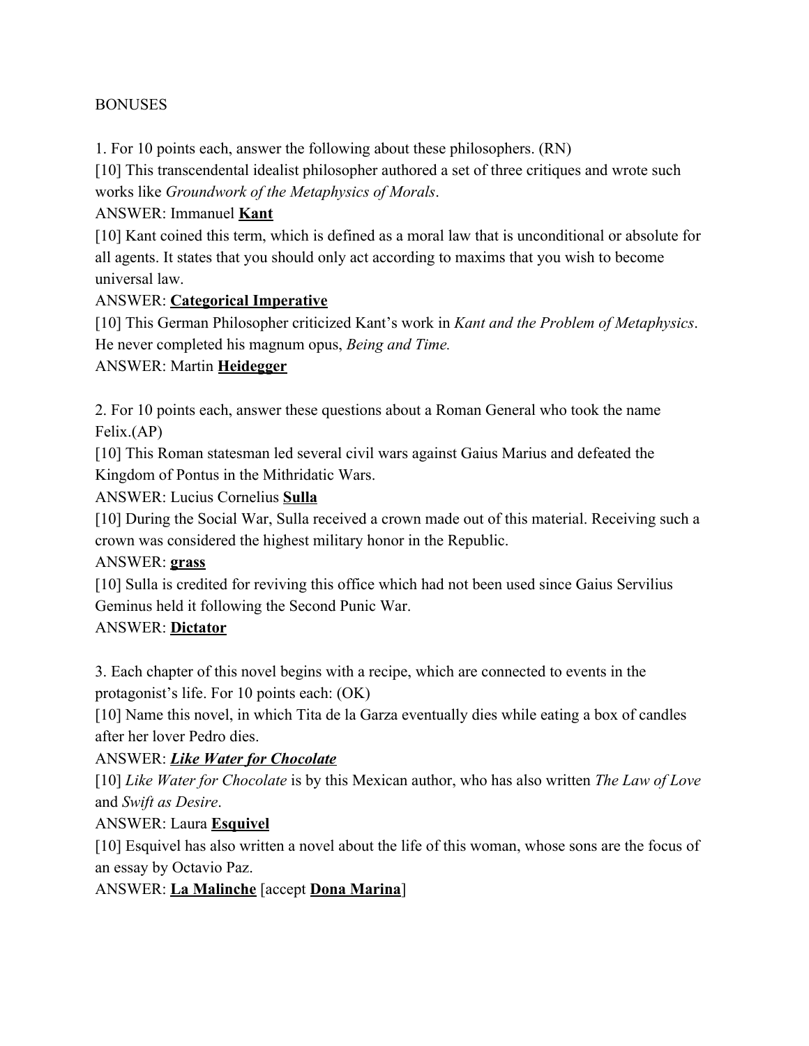BONUSES

1. For 10 points each, answer the following about these philosophers. (RN)

[10] This transcendental idealist philosopher authored a set of three critiques and wrote such works like *Groundwork of the Metaphysics of Morals*.

ANSWER: Immanuel **<u>Kant</u>**

[10] Kant coined this term, which is defined as a moral law that is unconditional or absolute for all agents. It states that you should only act according to maxims that you wish to become universal law.

ANSWER: **<u>Categorical Imperative</u>**

[10] This German Philosopher criticized Kant's work in *Kant and the Problem of Metaphysics*. He never completed his magnum opus, *Being and Time.*

ANSWER: Martin **<u>Heidegger</u>**

2. For 10 points each, answer these questions about a Roman General who took the name Felix.(AP)

[10] This Roman statesman led several civil wars against Gaius Marius and defeated the Kingdom of Pontus in the Mithridatic Wars.

ANSWER: Lucius Cornelius **<u>Sulla</u>**

[10] During the Social War, Sulla received a crown made out of this material. Receiving such a crown was considered the highest military honor in the Republic.

ANSWER: **<u>grass</u>**

[10] Sulla is credited for reviving this office which had not been used since Gaius Servilius Geminus held it following the Second Punic War.

ANSWER: **<u>Dictator</u>**

3. Each chapter of this novel begins with a recipe, which are connected to events in the protagonist's life. For 10 points each: (OK)

[10] Name this novel, in which Tita de la Garza eventually dies while eating a box of candles after her lover Pedro dies.

ANSWER: ***<u>Like Water for Chocolate</u>***

[10] *Like Water for Chocolate* is by this Mexican author, who has also written *The Law of Love* and *Swift as Desire*.

ANSWER: Laura **<u>Esquivel</u>**

[10] Esquivel has also written a novel about the life of this woman, whose sons are the focus of an essay by Octavio Paz.

ANSWER: **<u>La Malinche</u>** [accept **<u>Dona Marina</u>**]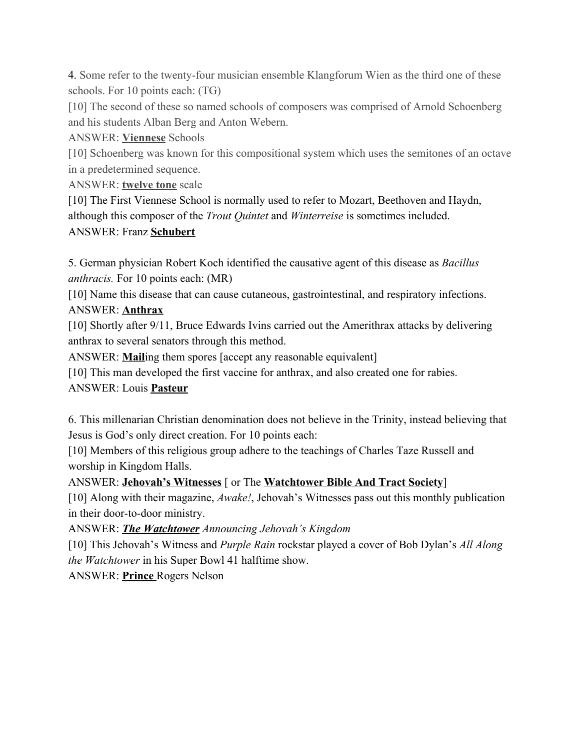4. Some refer to the twenty-four musician ensemble Klangforum Wien as the third one of these schools. For 10 points each: (TG)

[10] The second of these so named schools of composers was comprised of Arnold Schoenberg and his students Alban Berg and Anton Webern.

ANSWER: **Viennese** Schools

[10] Schoenberg was known for this compositional system which uses the semitones of an octave in a predetermined sequence.

ANSWER: **twelve tone** scale

[10] The First Viennese School is normally used to refer to Mozart, Beethoven and Haydn, although this composer of the *Trout Quintet* and *Winterreise* is sometimes included.

ANSWER: Franz **Schubert**

5. German physician Robert Koch identified the causative agent of this disease as *Bacillus anthracis.* For 10 points each: (MR)

[10] Name this disease that can cause cutaneous, gastrointestinal, and respiratory infections.

ANSWER: **Anthrax**

[10] Shortly after 9/11, Bruce Edwards Ivins carried out the Amerithrax attacks by delivering anthrax to several senators through this method.

ANSWER: **Mail**ing them spores [accept any reasonable equivalent]

[10] This man developed the first vaccine for anthrax, and also created one for rabies.

ANSWER: Louis **Pasteur**

6. This millenarian Christian denomination does not believe in the Trinity, instead believing that Jesus is God's only direct creation. For 10 points each:

[10] Members of this religious group adhere to the teachings of Charles Taze Russell and worship in Kingdom Halls.

ANSWER: **Jehovah's Witnesses** [ or The **Watchtower Bible And Tract Society**]

[10] Along with their magazine, *Awake!*, Jehovah's Witnesses pass out this monthly publication in their door-to-door ministry.

ANSWER: ***The Watchtower*** *Announcing Jehovah's Kingdom*

[10] This Jehovah's Witness and *Purple Rain* rockstar played a cover of Bob Dylan's *All Along the Watchtower* in his Super Bowl 41 halftime show.

ANSWER: **Prince** Rogers Nelson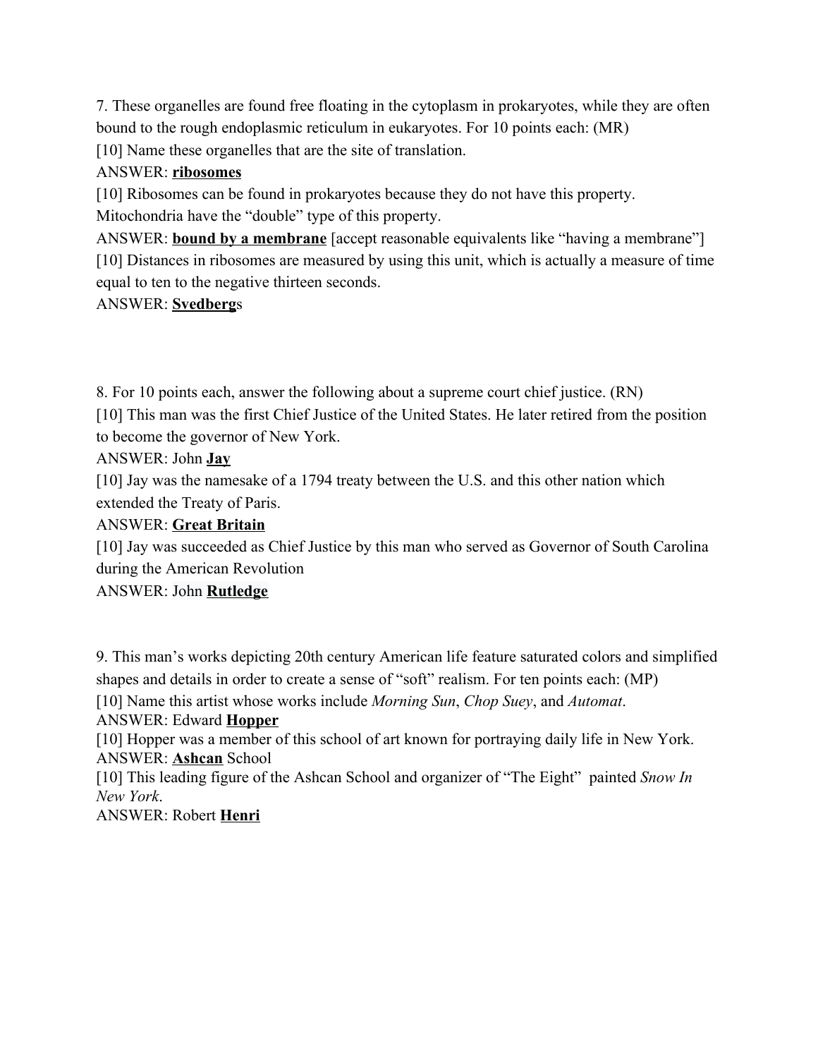7. These organelles are found free floating in the cytoplasm in prokaryotes, while they are often bound to the rough endoplasmic reticulum in eukaryotes. For 10 points each: (MR)

[10] Name these organelles that are the site of translation.

ANSWER: **ribosomes**

[10] Ribosomes can be found in prokaryotes because they do not have this property. Mitochondria have the "double" type of this property.

ANSWER: **bound by a membrane** [accept reasonable equivalents like "having a membrane"]

[10] Distances in ribosomes are measured by using this unit, which is actually a measure of time equal to ten to the negative thirteen seconds.

ANSWER: **Svedberg**s

8. For 10 points each, answer the following about a supreme court chief justice. (RN)

[10] This man was the first Chief Justice of the United States. He later retired from the position to become the governor of New York.

ANSWER: John **Jay**

[10] Jay was the namesake of a 1794 treaty between the U.S. and this other nation which extended the Treaty of Paris.

ANSWER: **Great Britain**

[10] Jay was succeeded as Chief Justice by this man who served as Governor of South Carolina during the American Revolution

ANSWER: John **Rutledge**

9. This man's works depicting 20th century American life feature saturated colors and simplified shapes and details in order to create a sense of "soft" realism. For ten points each: (MP)

[10] Name this artist whose works include *Morning Sun*, *Chop Suey*, and *Automat*.

ANSWER: Edward **Hopper**

[10] Hopper was a member of this school of art known for portraying daily life in New York.

ANSWER: **Ashcan** School

[10] This leading figure of the Ashcan School and organizer of "The Eight" painted *Snow In New York*.

ANSWER: Robert **Henri**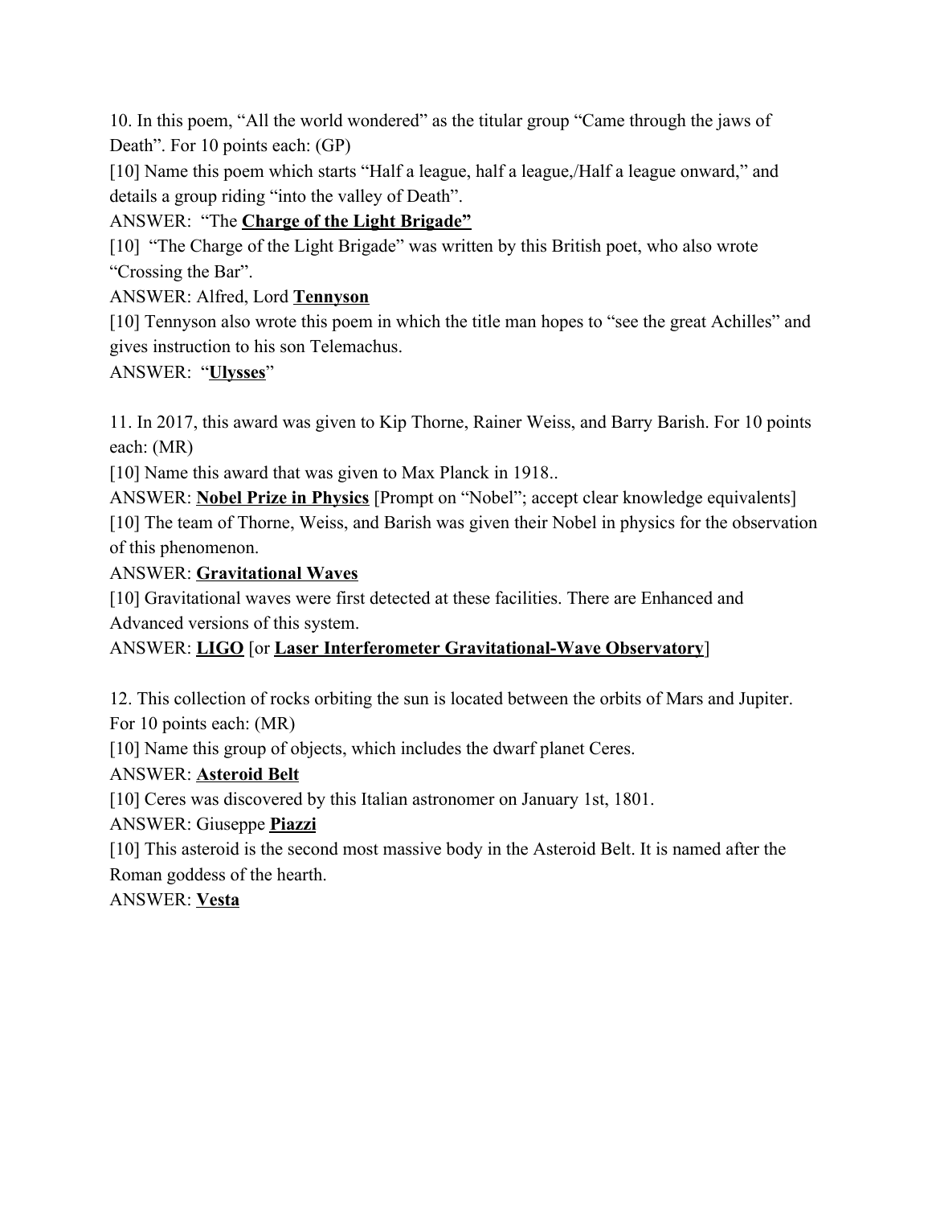10. In this poem, "All the world wondered" as the titular group "Came through the jaws of Death". For 10 points each: (GP)

[10] Name this poem which starts "Half a league, half a league,/Half a league onward," and details a group riding "into the valley of Death".

ANSWER: "The **Charge of the Light Brigade"**

[10] "The Charge of the Light Brigade" was written by this British poet, who also wrote "Crossing the Bar".

ANSWER: Alfred, Lord **Tennyson**

[10] Tennyson also wrote this poem in which the title man hopes to "see the great Achilles" and gives instruction to his son Telemachus.

ANSWER: "**Ulysses**"

11. In 2017, this award was given to Kip Thorne, Rainer Weiss, and Barry Barish. For 10 points each: (MR)

[10] Name this award that was given to Max Planck in 1918..

ANSWER: **Nobel Prize in Physics** [Prompt on "Nobel"; accept clear knowledge equivalents]

[10] The team of Thorne, Weiss, and Barish was given their Nobel in physics for the observation of this phenomenon.

ANSWER: **Gravitational Waves**

[10] Gravitational waves were first detected at these facilities. There are Enhanced and Advanced versions of this system.

ANSWER: **LIGO** [or **Laser Interferometer Gravitational-Wave Observatory**]

12. This collection of rocks orbiting the sun is located between the orbits of Mars and Jupiter. For 10 points each: (MR)

[10] Name this group of objects, which includes the dwarf planet Ceres.

ANSWER: **Asteroid Belt**

[10] Ceres was discovered by this Italian astronomer on January 1st, 1801.

ANSWER: Giuseppe **Piazzi**

[10] This asteroid is the second most massive body in the Asteroid Belt. It is named after the Roman goddess of the hearth.

ANSWER: **Vesta**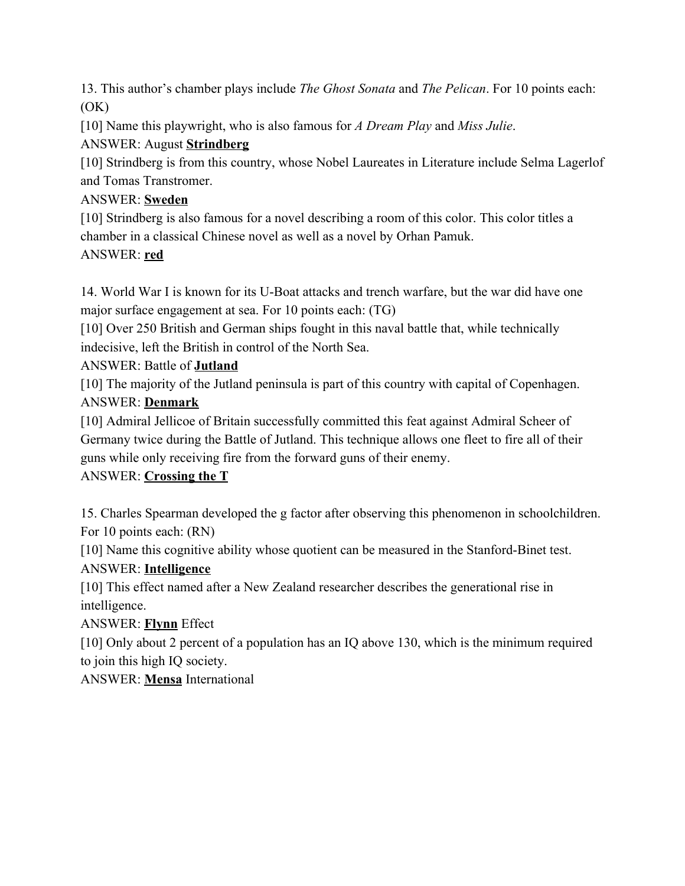13. This author's chamber plays include *The Ghost Sonata* and *The Pelican*. For 10 points each: (OK)

[10] Name this playwright, who is also famous for *A Dream Play* and *Miss Julie*.

ANSWER: August **<u>Strindberg</u>**

[10] Strindberg is from this country, whose Nobel Laureates in Literature include Selma Lagerlof and Tomas Transtromer.

ANSWER: **<u>Sweden</u>**

[10] Strindberg is also famous for a novel describing a room of this color. This color titles a chamber in a classical Chinese novel as well as a novel by Orhan Pamuk.

ANSWER: **<u>red</u>**

14. World War I is known for its U-Boat attacks and trench warfare, but the war did have one major surface engagement at sea. For 10 points each: (TG)

[10] Over 250 British and German ships fought in this naval battle that, while technically indecisive, left the British in control of the North Sea.

ANSWER: Battle of **<u>Jutland</u>**

[10] The majority of the Jutland peninsula is part of this country with capital of Copenhagen.

ANSWER: **<u>Denmark</u>**

[10] Admiral Jellicoe of Britain successfully committed this feat against Admiral Scheer of Germany twice during the Battle of Jutland. This technique allows one fleet to fire all of their guns while only receiving fire from the forward guns of their enemy.

ANSWER: **<u>Crossing the T</u>**

15. Charles Spearman developed the g factor after observing this phenomenon in schoolchildren. For 10 points each: (RN)

[10] Name this cognitive ability whose quotient can be measured in the Stanford-Binet test.

ANSWER: **<u>Intelligence</u>**

[10] This effect named after a New Zealand researcher describes the generational rise in intelligence.

ANSWER: **<u>Flynn</u>** Effect

[10] Only about 2 percent of a population has an IQ above 130, which is the minimum required to join this high IQ society.

ANSWER: **<u>Mensa</u>** International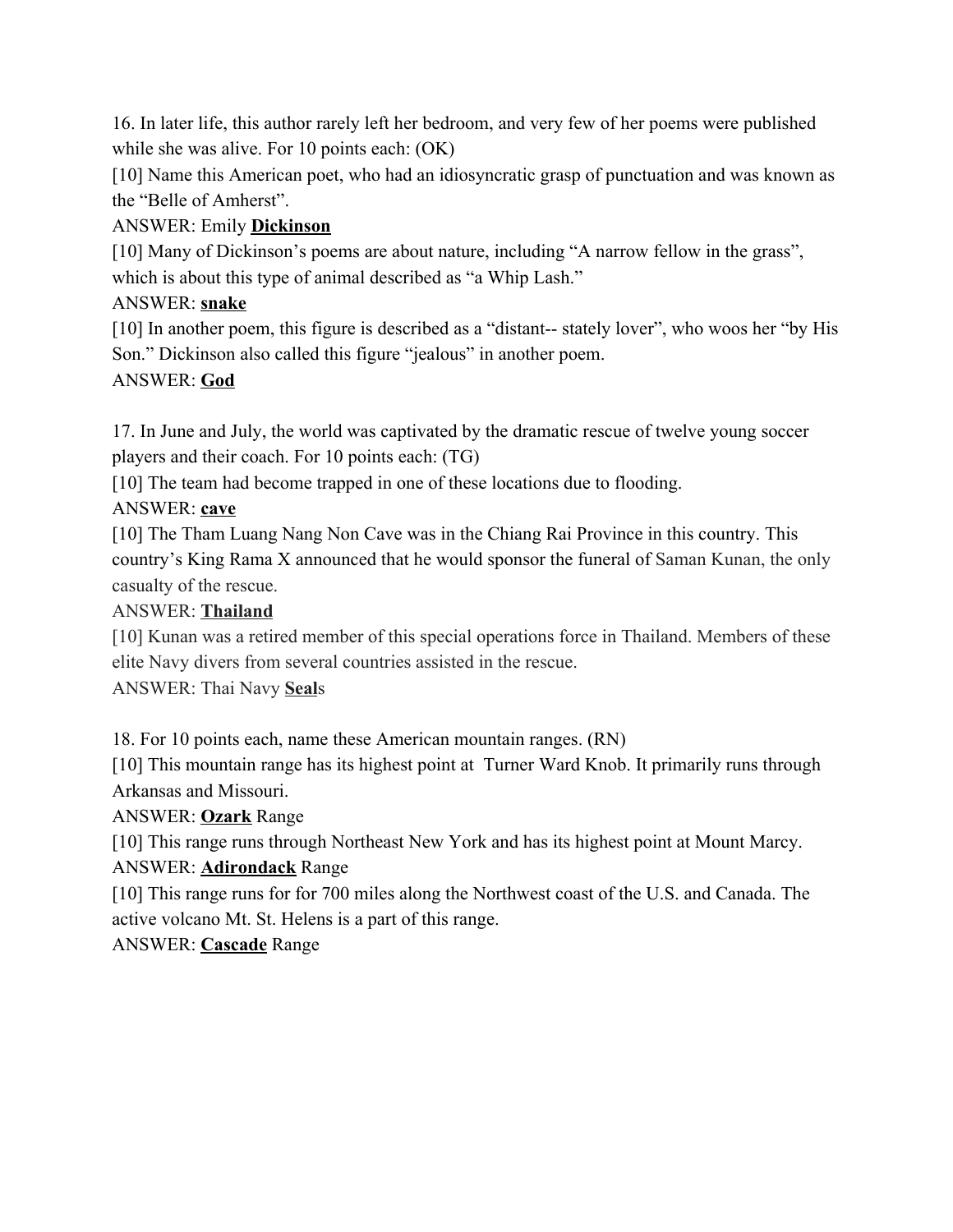16. In later life, this author rarely left her bedroom, and very few of her poems were published while she was alive. For 10 points each: (OK)

[10] Name this American poet, who had an idiosyncratic grasp of punctuation and was known as the "Belle of Amherst".

ANSWER: Emily **Dickinson**

[10] Many of Dickinson's poems are about nature, including "A narrow fellow in the grass", which is about this type of animal described as "a Whip Lash."

ANSWER: **snake**

[10] In another poem, this figure is described as a "distant-- stately lover", who woos her "by His Son." Dickinson also called this figure "jealous" in another poem.

ANSWER: **God**

17. In June and July, the world was captivated by the dramatic rescue of twelve young soccer players and their coach. For 10 points each: (TG)

[10] The team had become trapped in one of these locations due to flooding.

ANSWER: **cave**

[10] The Tham Luang Nang Non Cave was in the Chiang Rai Province in this country. This country's King Rama X announced that he would sponsor the funeral of Saman Kunan, the only casualty of the rescue.

ANSWER: **Thailand**

[10] Kunan was a retired member of this special operations force in Thailand. Members of these elite Navy divers from several countries assisted in the rescue.

ANSWER: Thai Navy **Seal**s

18. For 10 points each, name these American mountain ranges. (RN)

[10] This mountain range has its highest point at Turner Ward Knob. It primarily runs through Arkansas and Missouri.

ANSWER: **Ozark** Range

[10] This range runs through Northeast New York and has its highest point at Mount Marcy.

ANSWER: **Adirondack** Range

[10] This range runs for for 700 miles along the Northwest coast of the U.S. and Canada. The active volcano Mt. St. Helens is a part of this range.

ANSWER: **Cascade** Range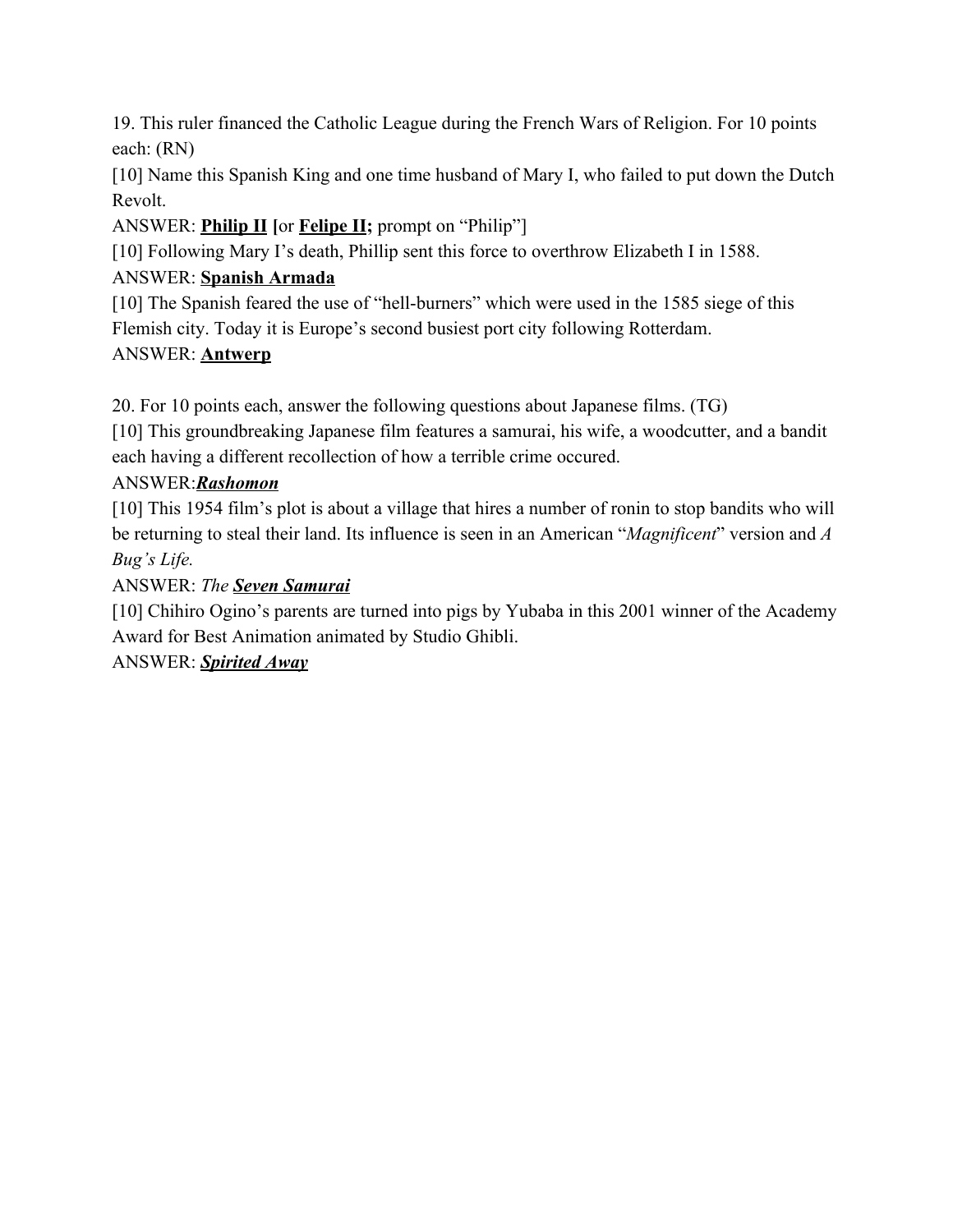19. This ruler financed the Catholic League during the French Wars of Religion. For 10 points each: (RN)

[10] Name this Spanish King and one time husband of Mary I, who failed to put down the Dutch Revolt.

ANSWER: **Philip II** [or **Felipe II;** prompt on "Philip"]

[10] Following Mary I's death, Phillip sent this force to overthrow Elizabeth I in 1588.

ANSWER: **Spanish Armada**

[10] The Spanish feared the use of "hell-burners" which were used in the 1585 siege of this Flemish city. Today it is Europe's second busiest port city following Rotterdam.

ANSWER: **Antwerp**

20. For 10 points each, answer the following questions about Japanese films. (TG)

[10] This groundbreaking Japanese film features a samurai, his wife, a woodcutter, and a bandit each having a different recollection of how a terrible crime occured.

ANSWER:***Rashomon***

[10] This 1954 film's plot is about a village that hires a number of ronin to stop bandits who will be returning to steal their land. Its influence is seen in an American "*Magnificent*" version and *A Bug's Life.*

ANSWER: *The* ***Seven Samurai***

[10] Chihiro Ogino's parents are turned into pigs by Yubaba in this 2001 winner of the Academy Award for Best Animation animated by Studio Ghibli.

ANSWER: ***Spirited Away***